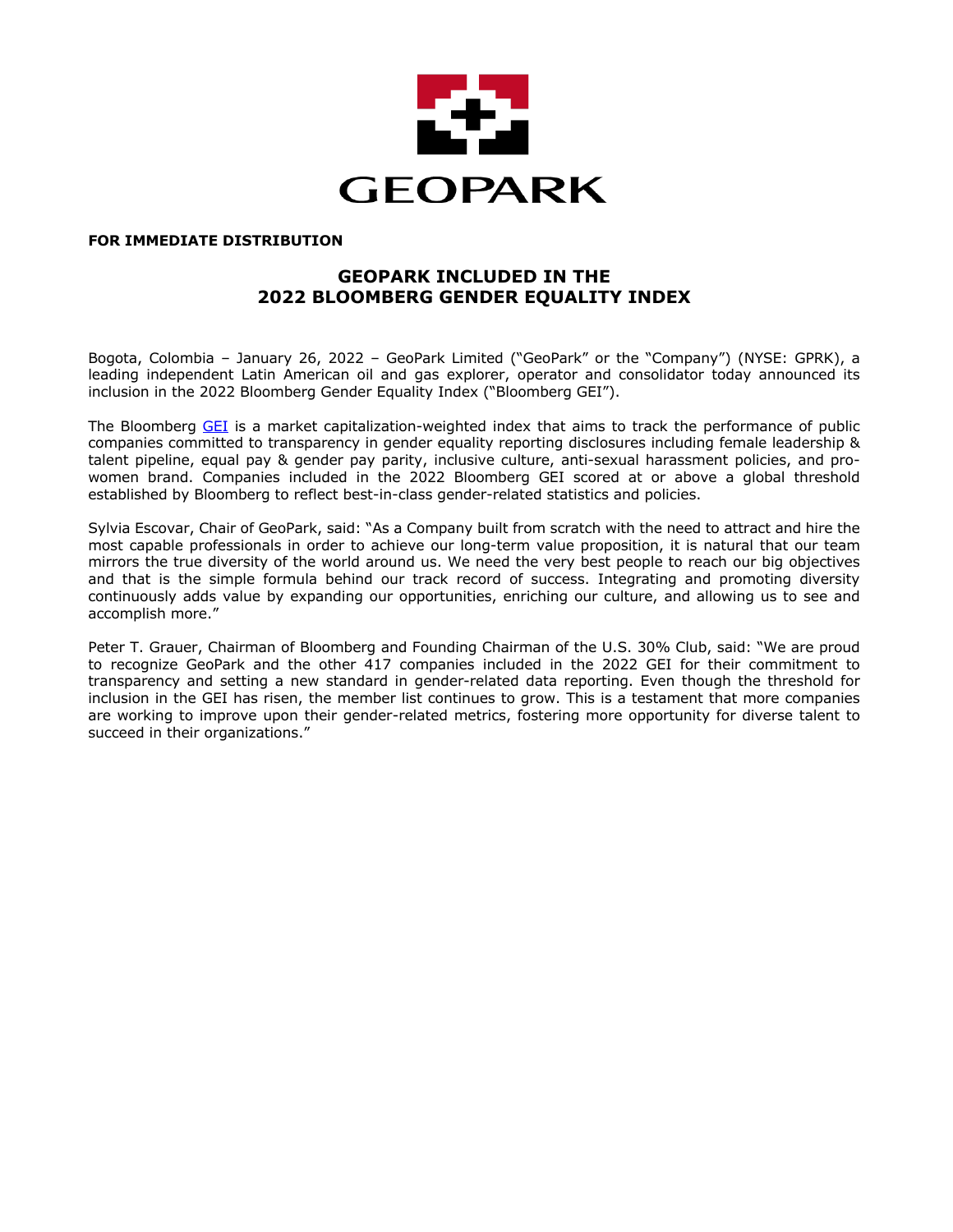GEOPARK

**FOR IMMEDIATE DISTRIBUTION**

# GEOPARK INCLUDED IN THE 2022 BLOOMBERG GENDER EQUALITY INDEX

Bogota, Colombia – January 26, 2022 – GeoPark Limited ("GeoPark" or the "Company") (NYSE: GPRK), a leading independent Latin American oil and gas explorer, operator and consolidator today announced its inclusion in the 2022 Bloomberg Gender Equality Index ("Bloomberg GEI").

The Bloomberg GEI is a market capitalization-weighted index that aims to track the performance of public companies committed to transparency in gender equality reporting disclosures including female leadership & talent pipeline, equal pay & gender pay parity, inclusive culture, anti-sexual harassment policies, and pro-women brand. Companies included in the 2022 Bloomberg GEI scored at or above a global threshold established by Bloomberg to reflect best-in-class gender-related statistics and policies.

Sylvia Escovar, Chair of GeoPark, said: "As a Company built from scratch with the need to attract and hire the most capable professionals in order to achieve our long-term value proposition, it is natural that our team mirrors the true diversity of the world around us. We need the very best people to reach our big objectives and that is the simple formula behind our track record of success. Integrating and promoting diversity continuously adds value by expanding our opportunities, enriching our culture, and allowing us to see and accomplish more."

Peter T. Grauer, Chairman of Bloomberg and Founding Chairman of the U.S. 30% Club, said: "We are proud to recognize GeoPark and the other 417 companies included in the 2022 GEI for their commitment to transparency and setting a new standard in gender-related data reporting. Even though the threshold for inclusion in the GEI has risen, the member list continues to grow. This is a testament that more companies are working to improve upon their gender-related metrics, fostering more opportunity for diverse talent to succeed in their organizations."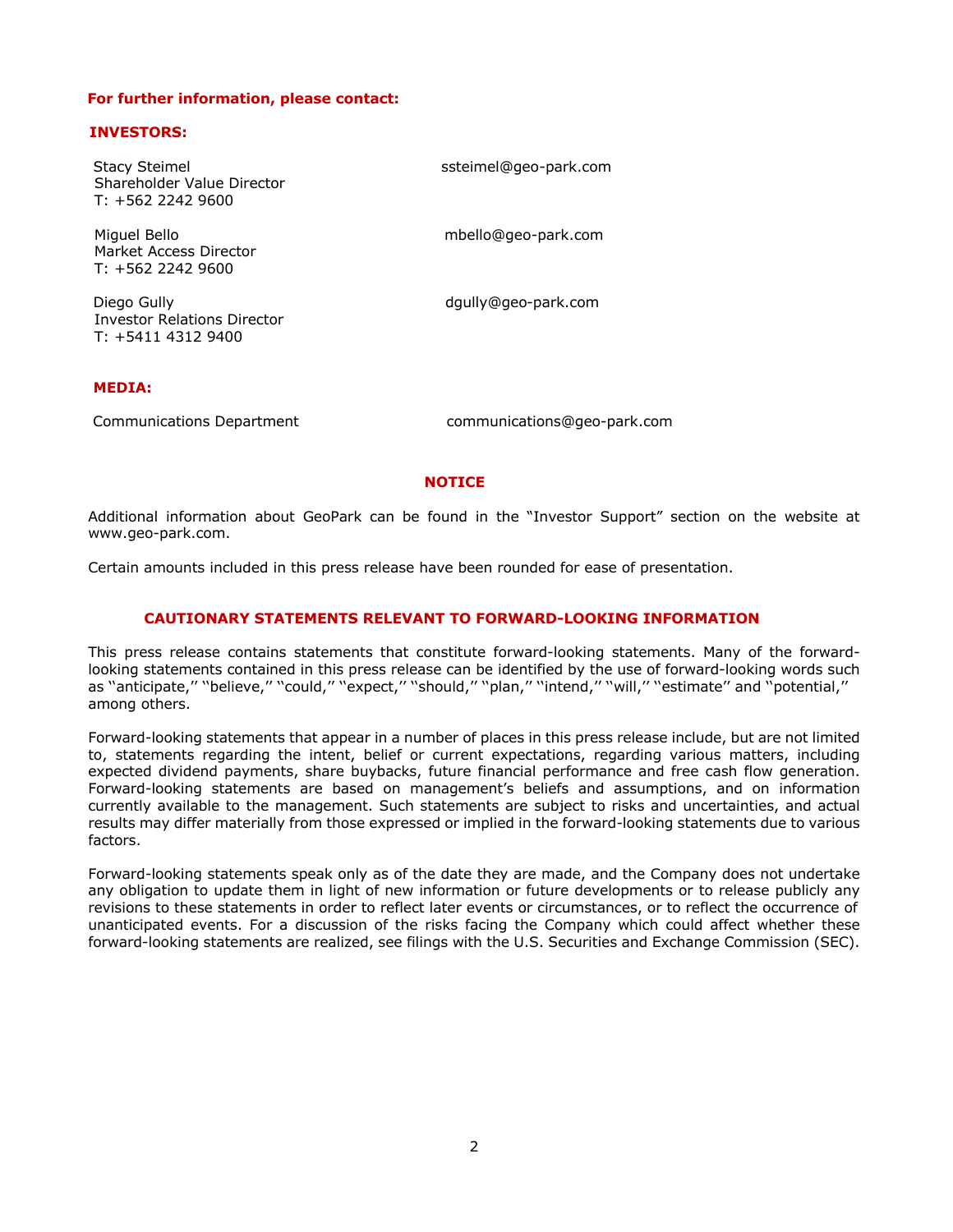**For further information, please contact:**

**INVESTORS:**

| | |
|---|---|
| Stacy Steimel<br>Shareholder Value Director<br>T: +562 2242 9600 | ssteimel@geo-park.com |
| Miguel Bello<br>Market Access Director<br>T: +562 2242 9600 | mbello@geo-park.com |
| Diego Gully<br>Investor Relations Director<br>T: +5411 4312 9400 | dgully@geo-park.com |

**MEDIA:**

| | |
|---|---|
| Communications Department | communications@geo-park.com |

## NOTICE

Additional information about GeoPark can be found in the "Investor Support" section on the website at www.geo-park.com.

Certain amounts included in this press release have been rounded for ease of presentation.

## CAUTIONARY STATEMENTS RELEVANT TO FORWARD-LOOKING INFORMATION

This press release contains statements that constitute forward-looking statements. Many of the forward-looking statements contained in this press release can be identified by the use of forward-looking words such as ''anticipate,'' ''believe,'' ''could,'' ''expect,'' ''should,'' ''plan,'' ''intend,'' ''will,'' ''estimate'' and ''potential,'' among others.

Forward-looking statements that appear in a number of places in this press release include, but are not limited to, statements regarding the intent, belief or current expectations, regarding various matters, including expected dividend payments, share buybacks, future financial performance and free cash flow generation. Forward-looking statements are based on management's beliefs and assumptions, and on information currently available to the management. Such statements are subject to risks and uncertainties, and actual results may differ materially from those expressed or implied in the forward-looking statements due to various factors.

Forward-looking statements speak only as of the date they are made, and the Company does not undertake any obligation to update them in light of new information or future developments or to release publicly any revisions to these statements in order to reflect later events or circumstances, or to reflect the occurrence of unanticipated events. For a discussion of the risks facing the Company which could affect whether these forward-looking statements are realized, see filings with the U.S. Securities and Exchange Commission (SEC).